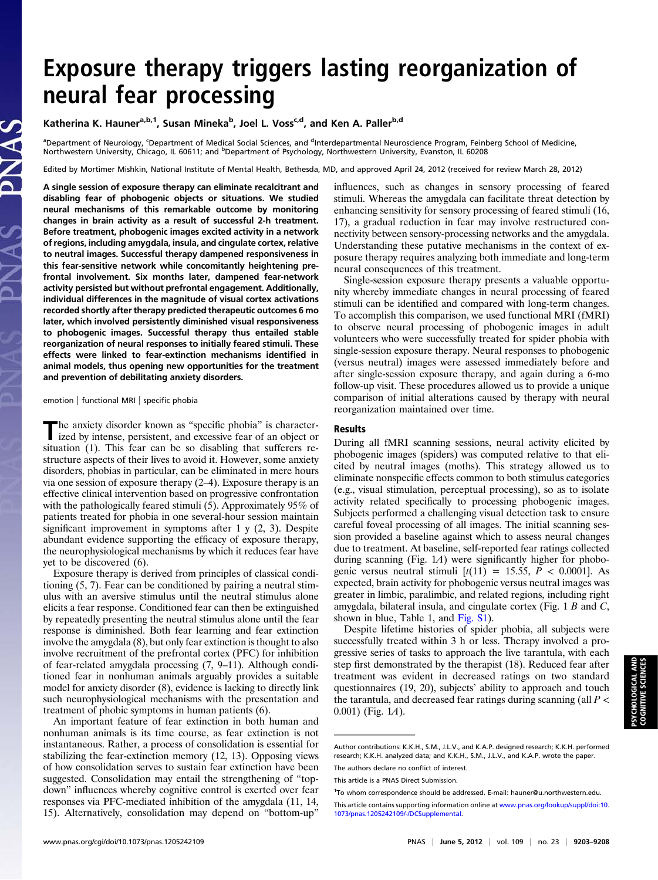# Exposure therapy triggers lasting reorganization of neural fear processing

Katherina K. Hauner[a,b,1], Susan Mineka[b], Joel L. Voss[c,d], and Ken A. Paller[b,d]

[a]Department of Neurology, [c]Department of Medical Social Sciences, and [d]Interdepartmental Neuroscience Program, Feinberg School of Medicine, Northwestern University, Chicago, IL 60611; and [b]Department of Psychology, Northwestern University, Evanston, IL 60208

Edited by Mortimer Mishkin, National Institute of Mental Health, Bethesda, MD, and approved April 24, 2012 (received for review March 28, 2012)

**A single session of exposure therapy can eliminate recalcitrant and disabling fear of phobogenic objects or situations. We studied neural mechanisms of this remarkable outcome by monitoring changes in brain activity as a result of successful 2-h treatment. Before treatment, phobogenic images excited activity in a network of regions, including amygdala, insula, and cingulate cortex, relative to neutral images. Successful therapy dampened responsiveness in this fear-sensitive network while concomitantly heightening prefrontal involvement. Six months later, dampened fear-network activity persisted but without prefrontal engagement. Additionally, individual differences in the magnitude of visual cortex activations recorded shortly after therapy predicted therapeutic outcomes 6 mo later, which involved persistently diminished visual responsiveness to phobogenic images. Successful therapy thus entailed stable reorganization of neural responses to initially feared stimuli. These effects were linked to fear-extinction mechanisms identified in animal models, thus opening new opportunities for the treatment and prevention of debilitating anxiety disorders.**

emotion | functional MRI | specific phobia

The anxiety disorder known as "specific phobia" is characterized by intense, persistent, and excessive fear of an object or situation (1). This fear can be so disabling that sufferers restructure aspects of their lives to avoid it. However, some anxiety disorders, phobias in particular, can be eliminated in mere hours via one session of exposure therapy (2–4). Exposure therapy is an effective clinical intervention based on progressive confrontation with the pathologically feared stimuli (5). Approximately 95% of patients treated for phobia in one several-hour session maintain significant improvement in symptoms after 1 y (2, 3). Despite abundant evidence supporting the efficacy of exposure therapy, the neurophysiological mechanisms by which it reduces fear have yet to be discovered (6).

Exposure therapy is derived from principles of classical conditioning (5, 7). Fear can be conditioned by pairing a neutral stimulus with an aversive stimulus until the neutral stimulus alone elicits a fear response. Conditioned fear can then be extinguished by repeatedly presenting the neutral stimulus alone until the fear response is diminished. Both fear learning and fear extinction involve the amygdala (8), but only fear extinction is thought to also involve recruitment of the prefrontal cortex (PFC) for inhibition of fear-related amygdala processing (7, 9–11). Although conditioned fear in nonhuman animals arguably provides a suitable model for anxiety disorder (8), evidence is lacking to directly link such neurophysiological mechanisms with the presentation and treatment of phobic symptoms in human patients (6).

An important feature of fear extinction in both human and nonhuman animals is its time course, as fear extinction is not instantaneous. Rather, a process of consolidation is essential for stabilizing the fear-extinction memory (12, 13). Opposing views of how consolidation serves to sustain fear extinction have been suggested. Consolidation may entail the strengthening of "top-down" influences whereby cognitive control is exerted over fear responses via PFC-mediated inhibition of the amygdala (11, 14, 15). Alternatively, consolidation may depend on "bottom-up" influences, such as changes in sensory processing of feared stimuli. Whereas the amygdala can facilitate threat detection by enhancing sensitivity for sensory processing of feared stimuli (16, 17), a gradual reduction in fear may involve restructured connectivity between sensory-processing networks and the amygdala. Understanding these putative mechanisms in the context of exposure therapy requires analyzing both immediate and long-term neural consequences of this treatment.

Single-session exposure therapy presents a valuable opportunity whereby immediate changes in neural processing of feared stimuli can be identified and compared with long-term changes. To accomplish this comparison, we used functional MRI (fMRI) to observe neural processing of phobogenic images in adult volunteers who were successfully treated for spider phobia with single-session exposure therapy. Neural responses to phobogenic (versus neutral) images were assessed immediately before and after single-session exposure therapy, and again during a 6-mo follow-up visit. These procedures allowed us to provide a unique comparison of initial alterations caused by therapy with neural reorganization maintained over time.

## Results

During all fMRI scanning sessions, neural activity elicited by phobogenic images (spiders) was computed relative to that elicited by neutral images (moths). This strategy allowed us to eliminate nonspecific effects common to both stimulus categories (e.g., visual stimulation, perceptual processing), so as to isolate activity related specifically to processing phobogenic images. Subjects performed a challenging visual detection task to ensure careful foveal processing of all images. The initial scanning session provided a baseline against which to assess neural changes due to treatment. At baseline, self-reported fear ratings collected during scanning (Fig. 1*A*) were significantly higher for phobogenic versus neutral stimuli [$t(11) = 15.55$, $P < 0.0001$]. As expected, brain activity for phobogenic versus neutral images was greater in limbic, paralimbic, and related regions, including right amygdala, bilateral insula, and cingulate cortex (Fig. 1 *B* and *C*, shown in blue, Table 1, and Fig. S1).

Despite lifetime histories of spider phobia, all subjects were successfully treated within 3 h or less. Therapy involved a progressive series of tasks to approach the live tarantula, with each step first demonstrated by the therapist (18). Reduced fear after treatment was evident in decreased ratings on two standard questionnaires (19, 20), subjects' ability to approach and touch the tarantula, and decreased fear ratings during scanning (all $P < 0.001$) (Fig. 1*A*).

---

Author contributions: K.K.H., S.M., J.L.V., and K.A.P. designed research; K.K.H. performed research; K.K.H. analyzed data; and K.K.H., S.M., J.L.V., and K.A.P. wrote the paper.

The authors declare no conflict of interest.

This article is a PNAS Direct Submission.

[1]To whom correspondence should be addressed. E-mail: hauner@u.northwestern.edu.

This article contains supporting information online at www.pnas.org/lookup/suppl/doi:10.1073/pnas.1205242109/-/DCSupplemental.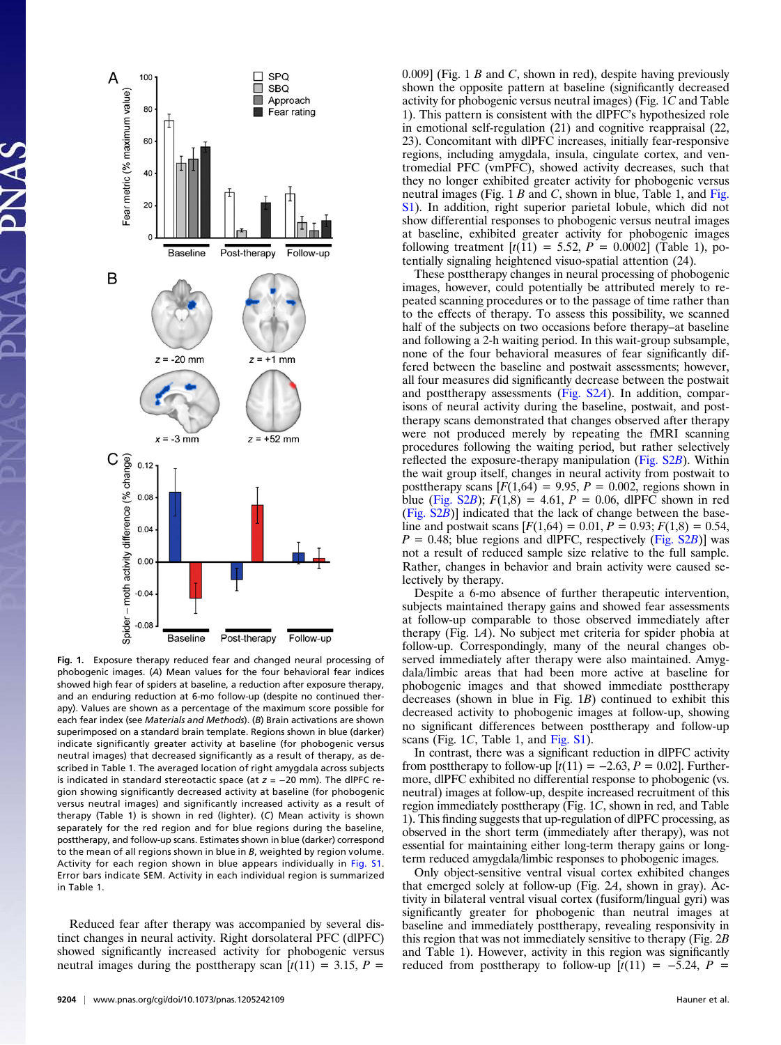**Fig. 1.** Exposure therapy reduced fear and changed neural processing of phobogenic images. (*A*) Mean values for the four behavioral fear indices showed high fear of spiders at baseline, a reduction after exposure therapy, and an enduring reduction at 6-mo follow-up (despite no continued therapy). Values are shown as a percentage of the maximum score possible for each fear index (see *Materials and Methods*). (*B*) Brain activations are shown superimposed on a standard brain template. Regions shown in blue (darker) indicate significantly greater activity at baseline (for phobogenic versus neutral images) that decreased significantly as a result of therapy, as described in Table 1. The averaged location of right amygdala across subjects is indicated in standard stereotactic space (at $z = -20$ mm). The dlPFC region showing significantly decreased activity at baseline (for phobogenic versus neutral images) and significantly increased activity as a result of therapy (Table 1) is shown in red (lighter). (*C*) Mean activity is shown separately for the red region and for blue regions during the baseline, posttherapy, and follow-up scans. Estimates shown in blue (darker) correspond to the mean of all regions shown in blue in *B*, weighted by region volume. Activity for each region shown in blue appears individually in Fig. S1. Error bars indicate SEM. Activity in each individual region is summarized in Table 1.

Reduced fear after therapy was accompanied by several distinct changes in neural activity. Right dorsolateral PFC (dlPFC) showed significantly increased activity for phobogenic versus neutral images during the posttherapy scan [$t(11) = 3.15$, $P = 0.009$] (Fig. 1 *B* and *C*, shown in red), despite having previously shown the opposite pattern at baseline (significantly decreased activity for phobogenic versus neutral images) (Fig. 1*C* and Table 1). This pattern is consistent with the dlPFC's hypothesized role in emotional self-regulation (21) and cognitive reappraisal (22, 23). Concomitant with dlPFC increases, initially fear-responsive regions, including amygdala, insula, cingulate cortex, and ventromedial PFC (vmPFC), showed activity decreases, such that they no longer exhibited greater activity for phobogenic versus neutral images (Fig. 1 *B* and *C*, shown in blue, Table 1, and Fig. S1). In addition, right superior parietal lobule, which did not show differential responses to phobogenic versus neutral images at baseline, exhibited greater activity for phobogenic images following treatment [$t(11) = 5.52$, $P = 0.0002$] (Table 1), potentially signaling heightened visuo-spatial attention (24).

These posttherapy changes in neural processing of phobogenic images, however, could potentially be attributed merely to repeated scanning procedures or to the passage of time rather than to the effects of therapy. To assess this possibility, we scanned half of the subjects on two occasions before therapy–at baseline and following a 2-h waiting period. In this wait-group subsample, none of the four behavioral measures of fear significantly differed between the baseline and postwait assessments; however, all four measures did significantly decrease between the postwait and posttherapy assessments (Fig. S2*A*). In addition, comparisons of neural activity during the baseline, postwait, and posttherapy scans demonstrated that changes observed after therapy were not produced merely by repeating the fMRI scanning procedures following the waiting period, but rather selectively reflected the exposure-therapy manipulation (Fig. S2*B*). Within the wait group itself, changes in neural activity from postwait to posttherapy scans [$F(1,64) = 9.95$, $P = 0.002$, regions shown in blue (Fig. S2*B*); $F(1,8) = 4.61$, $P = 0.06$, dlPFC shown in red (Fig. S2*B*)] indicated that the lack of change between the baseline and postwait scans [$F(1,64) = 0.01$, $P = 0.93$; $F(1,8) = 0.54$, $P = 0.48$; blue regions and dlPFC, respectively (Fig. S2*B*)] was not a result of reduced sample size relative to the full sample. Rather, changes in behavior and brain activity were caused selectively by therapy.

Despite a 6-mo absence of further therapeutic intervention, subjects maintained therapy gains and showed fear assessments at follow-up comparable to those observed immediately after therapy (Fig. 1*A*). No subject met criteria for spider phobia at follow-up. Correspondingly, many of the neural changes observed immediately after therapy were also maintained. Amygdala/limbic areas that had been more active at baseline for phobogenic images and that showed immediate posttherapy decreases (shown in blue in Fig. 1*B*) continued to exhibit this decreased activity to phobogenic images at follow-up, showing no significant differences between posttherapy and follow-up scans (Fig. 1*C*, Table 1, and Fig. S1).

In contrast, there was a significant reduction in dlPFC activity from posttherapy to follow-up [$t(11) = -2.63$, $P = 0.02$]. Furthermore, dlPFC exhibited no differential response to phobogenic (vs. neutral) images at follow-up, despite increased recruitment of this region immediately posttherapy (Fig. 1*C*, shown in red, and Table 1). This finding suggests that up-regulation of dlPFC processing, as observed in the short term (immediately after therapy), was not essential for maintaining either long-term therapy gains or long-term reduced amygdala/limbic responses to phobogenic images.

Only object-sensitive ventral visual cortex exhibited changes that emerged solely at follow-up (Fig. 2*A*, shown in gray). Activity in bilateral ventral visual cortex (fusiform/lingual gyri) was significantly greater for phobogenic than neutral images at baseline and immediately posttherapy, revealing responsivity in this region that was not immediately sensitive to therapy (Fig. 2*B* and Table 1). However, activity in this region was significantly reduced from posttherapy to follow-up [$t(11) = -5.24$, $P =$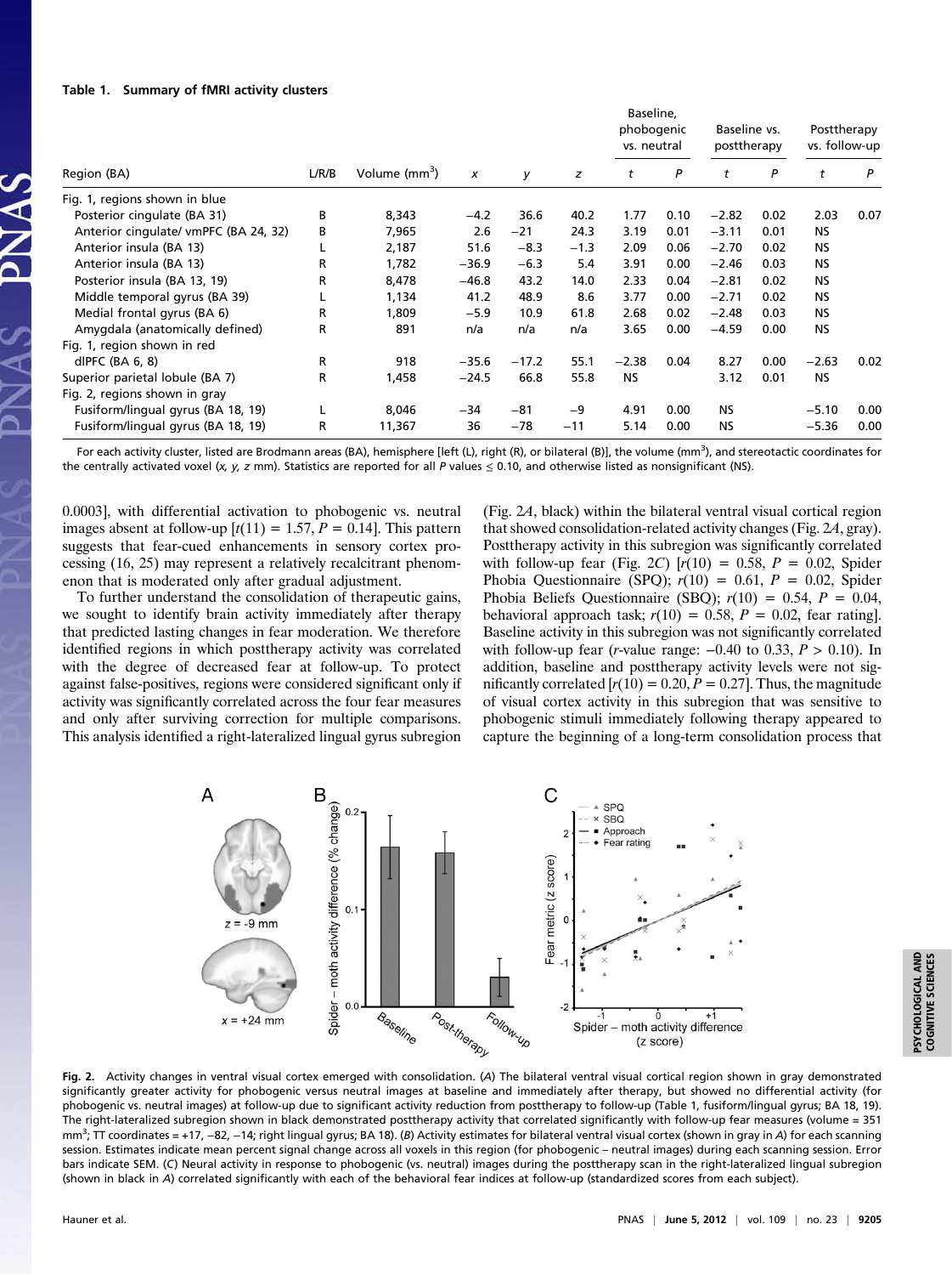**Table 1. Summary of fMRI activity clusters**

| Region (BA) | L/R/B | Volume (mm$^3$) | x | y | z | Baseline, phobogenic vs. neutral t | P | Baseline vs. posttherapy t | P | Posttherapy vs. follow-up t | P |
|---|---|---|---|---|---|---|---|---|---|---|---|
| Fig. 1, regions shown in blue | | | | | | | | | | | |
| Posterior cingulate (BA 31) | B | 8,343 | −4.2 | 36.6 | 40.2 | 1.77 | 0.10 | −2.82 | 0.02 | 2.03 | 0.07 |
| Anterior cingulate/ vmPFC (BA 24, 32) | B | 7,965 | 2.6 | −21 | 24.3 | 3.19 | 0.01 | −3.11 | 0.01 | NS | |
| Anterior insula (BA 13) | L | 2,187 | 51.6 | −8.3 | −1.3 | 2.09 | 0.06 | −2.70 | 0.02 | NS | |
| Anterior insula (BA 13) | R | 1,782 | −36.9 | −6.3 | 5.4 | 3.91 | 0.00 | −2.46 | 0.03 | NS | |
| Posterior insula (BA 13, 19) | R | 8,478 | −46.8 | 43.2 | 14.0 | 2.33 | 0.04 | −2.81 | 0.02 | NS | |
| Middle temporal gyrus (BA 39) | L | 1,134 | 41.2 | 48.9 | 8.6 | 3.77 | 0.00 | −2.71 | 0.02 | NS | |
| Medial frontal gyrus (BA 6) | R | 1,809 | −5.9 | 10.9 | 61.8 | 2.68 | 0.02 | −2.48 | 0.03 | NS | |
| Amygdala (anatomically defined) | R | 891 | n/a | n/a | n/a | 3.65 | 0.00 | −4.59 | 0.00 | NS | |
| Fig. 1, region shown in red | | | | | | | | | | | |
| dlPFC (BA 6, 8) | R | 918 | −35.6 | −17.2 | 55.1 | −2.38 | 0.04 | 8.27 | 0.00 | −2.63 | 0.02 |
| Superior parietal lobule (BA 7) | R | 1,458 | −24.5 | 66.8 | 55.8 | NS | | 3.12 | 0.01 | NS | |
| Fig. 2, regions shown in gray | | | | | | | | | | | |
| Fusiform/lingual gyrus (BA 18, 19) | L | 8,046 | −34 | −81 | −9 | 4.91 | 0.00 | NS | | −5.10 | 0.00 |
| Fusiform/lingual gyrus (BA 18, 19) | R | 11,367 | 36 | −78 | −11 | 5.14 | 0.00 | NS | | −5.36 | 0.00 |

For each activity cluster, listed are Brodmann areas (BA), hemisphere [left (L), right (R), or bilateral (B)], the volume (mm$^3$), and stereotactic coordinates for the centrally activated voxel (*x, y, z* mm). Statistics are reported for all *P* values ≤ 0.10, and otherwise listed as nonsignificant (NS).

0.0003], with differential activation to phobogenic vs. neutral images absent at follow-up [$t(11) = 1.57$, $P = 0.14$]. This pattern suggests that fear-cued enhancements in sensory cortex processing (16, 25) may represent a relatively recalcitrant phenomenon that is moderated only after gradual adjustment.

To further understand the consolidation of therapeutic gains, we sought to identify brain activity immediately after therapy that predicted lasting changes in fear moderation. We therefore identified regions in which posttherapy activity was correlated with the degree of decreased fear at follow-up. To protect against false-positives, regions were considered significant only if activity was significantly correlated across the four fear measures and only after surviving correction for multiple comparisons. This analysis identified a right-lateralized lingual gyrus subregion (Fig. 2*A*, black) within the bilateral ventral visual cortical region that showed consolidation-related activity changes (Fig. 2*A*, gray). Posttherapy activity in this subregion was significantly correlated with follow-up fear (Fig. 2*C*) [$r(10) = 0.58$, $P = 0.02$, Spider Phobia Questionnaire (SPQ); $r(10) = 0.61$, $P = 0.02$, Spider Phobia Beliefs Questionnaire (SBQ); $r(10) = 0.54$, $P = 0.04$, behavioral approach task; $r(10) = 0.58$, $P = 0.02$, fear rating]. Baseline activity in this subregion was not significantly correlated with follow-up fear (*r*-value range: −0.40 to 0.33, $P > 0.10$). In addition, baseline and posttherapy activity levels were not significantly correlated [$r(10) = 0.20$, $P = 0.27$]. Thus, the magnitude of visual cortex activity in this subregion that was sensitive to phobogenic stimuli immediately following therapy appeared to capture the beginning of a long-term consolidation process that

**Fig. 2.** Activity changes in ventral visual cortex emerged with consolidation. (*A*) The bilateral ventral visual cortical region shown in gray demonstrated significantly greater activity for phobogenic versus neutral images at baseline and immediately after therapy, but showed no differential activity (for phobogenic vs. neutral images) at follow-up due to significant activity reduction from posttherapy to follow-up (Table 1, fusiform/lingual gyrus; BA 18, 19). The right-lateralized subregion shown in black demonstrated posttherapy activity that correlated significantly with follow-up fear measures (volume = 351 mm$^3$; TT coordinates = +17, −82, −14; right lingual gyrus; BA 18). (*B*) Activity estimates for bilateral ventral visual cortex (shown in gray in *A*) for each scanning session. Estimates indicate mean percent signal change across all voxels in this region (for phobogenic – neutral images) during each scanning session. Error bars indicate SEM. (*C*) Neural activity in response to phobogenic (vs. neutral) images during the posttherapy scan in the right-lateralized lingual subregion (shown in black in *A*) correlated significantly with each of the behavioral fear indices at follow-up (standardized scores from each subject).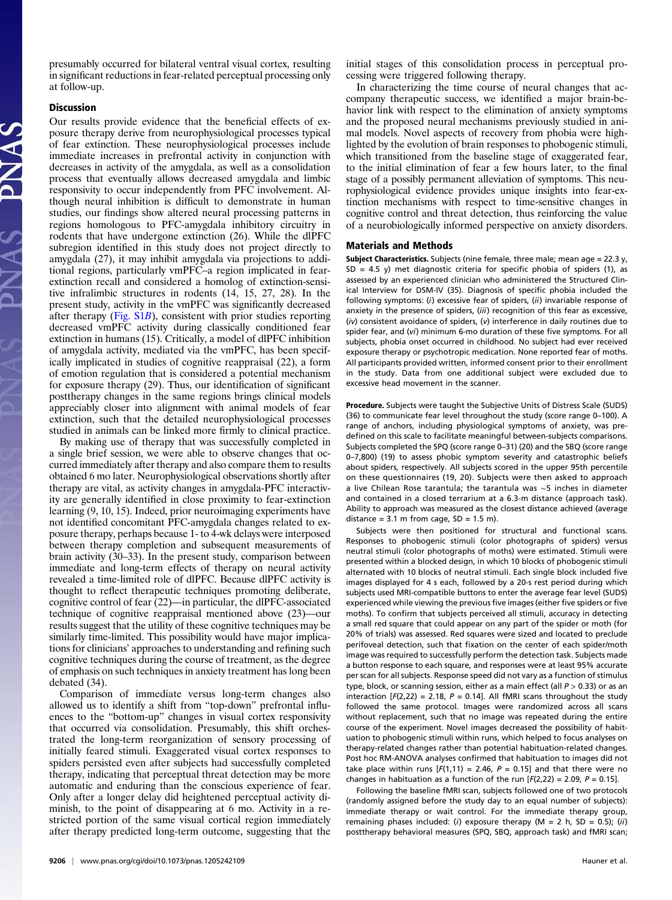presumably occurred for bilateral ventral visual cortex, resulting in significant reductions in fear-related perceptual processing only at follow-up.

## Discussion

Our results provide evidence that the beneficial effects of exposure therapy derive from neurophysiological processes typical of fear extinction. These neurophysiological processes include immediate increases in prefrontal activity in conjunction with decreases in activity of the amygdala, as well as a consolidation process that eventually allows decreased amygdala and limbic responsivity to occur independently from PFC involvement. Although neural inhibition is difficult to demonstrate in human studies, our findings show altered neural processing patterns in regions homologous to PFC-amygdala inhibitory circuitry in rodents that have undergone extinction (26). While the dlPFC subregion identified in this study does not project directly to amygdala (27), it may inhibit amygdala via projections to additional regions, particularly vmPFC–a region implicated in fear-extinction recall and considered a homolog of extinction-sensitive infralimbic structures in rodents (14, 15, 27, 28). In the present study, activity in the vmPFC was significantly decreased after therapy (Fig. S1*B*), consistent with prior studies reporting decreased vmPFC activity during classically conditioned fear extinction in humans (15). Critically, a model of dlPFC inhibition of amygdala activity, mediated via the vmPFC, has been specifically implicated in studies of cognitive reappraisal (22), a form of emotion regulation that is considered a potential mechanism for exposure therapy (29). Thus, our identification of significant posttherapy changes in the same regions brings clinical models appreciably closer into alignment with animal models of fear extinction, such that the detailed neurophysiological processes studied in animals can be linked more firmly to clinical practice.

By making use of therapy that was successfully completed in a single brief session, we were able to observe changes that occurred immediately after therapy and also compare them to results obtained 6 mo later. Neurophysiological observations shortly after therapy are vital, as activity changes in amygdala-PFC interactivity are generally identified in close proximity to fear-extinction learning (9, 10, 15). Indeed, prior neuroimaging experiments have not identified concomitant PFC-amygdala changes related to exposure therapy, perhaps because 1- to 4-wk delays were interposed between therapy completion and subsequent measurements of brain activity (30–33). In the present study, comparison between immediate and long-term effects of therapy on neural activity revealed a time-limited role of dlPFC. Because dlPFC activity is thought to reflect therapeutic techniques promoting deliberate, cognitive control of fear (22)—in particular, the dlPFC-associated technique of cognitive reappraisal mentioned above (23)—our results suggest that the utility of these cognitive techniques may be similarly time-limited. This possibility would have major implications for clinicians' approaches to understanding and refining such cognitive techniques during the course of treatment, as the degree of emphasis on such techniques in anxiety treatment has long been debated (34).

Comparison of immediate versus long-term changes also allowed us to identify a shift from "top-down" prefrontal influences to the "bottom-up" changes in visual cortex responsivity that occurred via consolidation. Presumably, this shift orchestrated the long-term reorganization of sensory processing of initially feared stimuli. Exaggerated visual cortex responses to spiders persisted even after subjects had successfully completed therapy, indicating that perceptual threat detection may be more automatic and enduring than the conscious experience of fear. Only after a longer delay did heightened perceptual activity diminish, to the point of disappearing at 6 mo. Activity in a restricted portion of the same visual cortical region immediately after therapy predicted long-term outcome, suggesting that the initial stages of this consolidation process in perceptual processing were triggered following therapy.

In characterizing the time course of neural changes that accompany therapeutic success, we identified a major brain-behavior link with respect to the elimination of anxiety symptoms and the proposed neural mechanisms previously studied in animal models. Novel aspects of recovery from phobia were highlighted by the evolution of brain responses to phobogenic stimuli, which transitioned from the baseline stage of exaggerated fear, to the initial elimination of fear a few hours later, to the final stage of a possibly permanent alleviation of symptoms. This neurophysiological evidence provides unique insights into fear-extinction mechanisms with respect to time-sensitive changes in cognitive control and threat detection, thus reinforcing the value of a neurobiologically informed perspective on anxiety disorders.

## Materials and Methods

**Subject Characteristics.** Subjects (nine female, three male; mean age = 22.3 y, SD = 4.5 y) met diagnostic criteria for specific phobia of spiders (1), as assessed by an experienced clinician who administered the Structured Clinical Interview for DSM-IV (35). Diagnosis of specific phobia included the following symptoms: (*i*) excessive fear of spiders, (*ii*) invariable response of anxiety in the presence of spiders, (*iii*) recognition of this fear as excessive, (*iv*) consistent avoidance of spiders, (*v*) interference in daily routines due to spider fear, and (*vi*) minimum 6-mo duration of these five symptoms. For all subjects, phobia onset occurred in childhood. No subject had ever received exposure therapy or psychotropic medication. None reported fear of moths. All participants provided written, informed consent prior to their enrollment in the study. Data from one additional subject were excluded due to excessive head movement in the scanner.

**Procedure.** Subjects were taught the Subjective Units of Distress Scale (SUDS) (36) to communicate fear level throughout the study (score range 0–100). A range of anchors, including physiological symptoms of anxiety, was predefined on this scale to facilitate meaningful between-subjects comparisons. Subjects completed the SPQ (score range 0–31) (20) and the SBQ (score range 0–7,800) (19) to assess phobic symptom severity and catastrophic beliefs about spiders, respectively. All subjects scored in the upper 95th percentile on these questionnaires (19, 20). Subjects were then asked to approach a live Chilean Rose tarantula; the tarantula was ∼5 inches in diameter and contained in a closed terrarium at a 6.3-m distance (approach task). Ability to approach was measured as the closest distance achieved (average distance = 3.1 m from cage, SD = 1.5 m).

Subjects were then positioned for structural and functional scans. Responses to phobogenic stimuli (color photographs of spiders) versus neutral stimuli (color photographs of moths) were estimated. Stimuli were presented within a blocked design, in which 10 blocks of phobogenic stimuli alternated with 10 blocks of neutral stimuli. Each single block included five images displayed for 4 s each, followed by a 20-s rest period during which subjects used MRI-compatible buttons to enter the average fear level (SUDS) experienced while viewing the previous five images (either five spiders or five moths). To confirm that subjects perceived all stimuli, accuracy in detecting a small red square that could appear on any part of the spider or moth (for 20% of trials) was assessed. Red squares were sized and located to preclude perifoveal detection, such that fixation on the center of each spider/moth image was required to successfully perform the detection task. Subjects made a button response to each square, and responses were at least 95% accurate per scan for all subjects. Response speed did not vary as a function of stimulus type, block, or scanning session, either as a main effect (all $P > 0.33$) or as an interaction [$F(2,22) = 2.18$, $P = 0.14$]. All fMRI scans throughout the study followed the same protocol. Images were randomized across all scans without replacement, such that no image was repeated during the entire course of the experiment. Novel images decreased the possibility of habituation to phobogenic stimuli within runs, which helped to focus analyses on therapy-related changes rather than potential habituation-related changes. Post hoc RM-ANOVA analyses confirmed that habituation to images did not take place within runs [$F(1,11) = 2.46$, $P = 0.15$] and that there were no changes in habituation as a function of the run [$F(2,22) = 2.09$, $P = 0.15$].

Following the baseline fMRI scan, subjects followed one of two protocols (randomly assigned before the study day to an equal number of subjects): immediate therapy or wait control. For the immediate therapy group, remaining phases included: (*i*) exposure therapy (M = 2 h, SD = 0.5); (*ii*) posttherapy behavioral measures (SPQ, SBQ, approach task) and fMRI scan;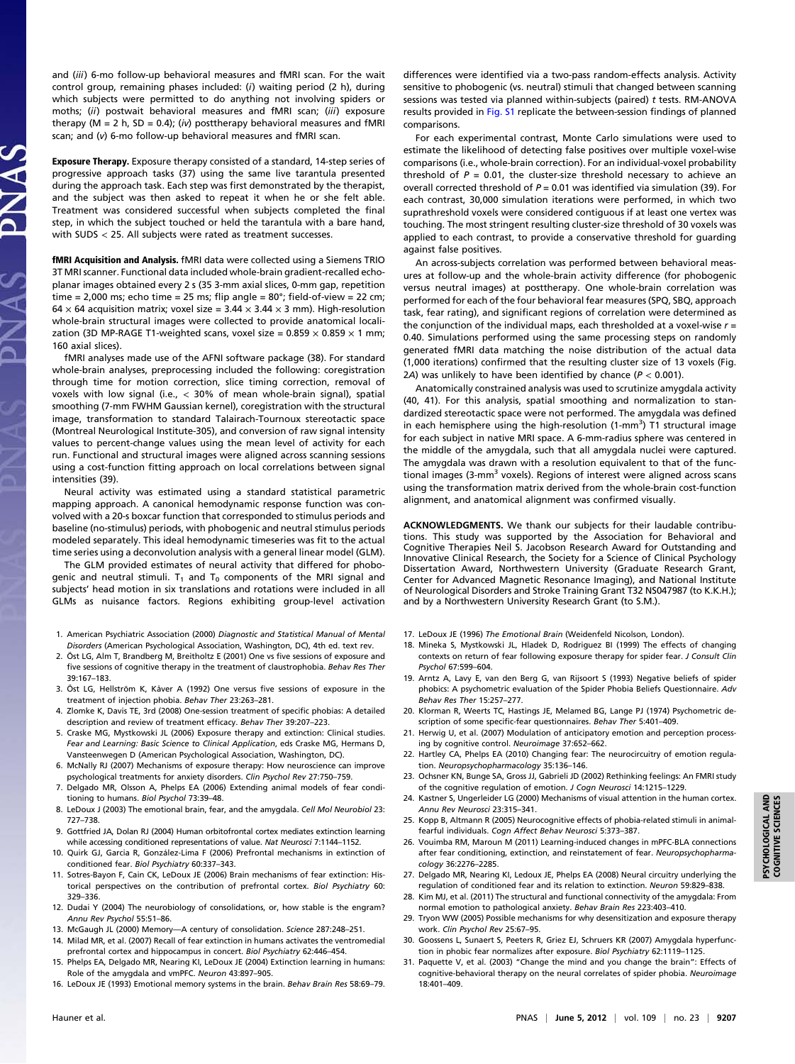and (*iii*) 6-mo follow-up behavioral measures and fMRI scan. For the wait control group, remaining phases included: (*i*) waiting period (2 h), during which subjects were permitted to do anything not involving spiders or moths; (*ii*) postwait behavioral measures and fMRI scan; (*iii*) exposure therapy (M = 2 h, SD = 0.4); (*iv*) posttherapy behavioral measures and fMRI scan; and (*v*) 6-mo follow-up behavioral measures and fMRI scan.

**Exposure Therapy.** Exposure therapy consisted of a standard, 14-step series of progressive approach tasks (37) using the same live tarantula presented during the approach task. Each step was first demonstrated by the therapist, and the subject was then asked to repeat it when he or she felt able. Treatment was considered successful when subjects completed the final step, in which the subject touched or held the tarantula with a bare hand, with SUDS < 25. All subjects were rated as treatment successes.

**fMRI Acquisition and Analysis.** fMRI data were collected using a Siemens TRIO 3T MRI scanner. Functional data included whole-brain gradient-recalled echo-planar images obtained every 2 s (35 3-mm axial slices, 0-mm gap, repetition time = 2,000 ms; echo time = 25 ms; flip angle = 80°; field-of-view = 22 cm; $64 \times 64$ acquisition matrix; voxel size = $3.44 \times 3.44 \times 3$ mm). High-resolution whole-brain structural images were collected to provide anatomical localization (3D MP-RAGE T1-weighted scans, voxel size = $0.859 \times 0.859 \times 1$ mm; 160 axial slices).

fMRI analyses made use of the AFNI software package (38). For standard whole-brain analyses, preprocessing included the following: coregistration through time for motion correction, slice timing correction, removal of voxels with low signal (i.e., < 30% of mean whole-brain signal), spatial smoothing (7-mm FWHM Gaussian kernel), coregistration with the structural image, transformation to standard Talairach-Tournoux stereotactic space (Montreal Neurological Institute-305), and conversion of raw signal intensity values to percent-change values using the mean level of activity for each run. Functional and structural images were aligned across scanning sessions using a cost-function fitting approach on local correlations between signal intensities (39).

Neural activity was estimated using a standard statistical parametric mapping approach. A canonical hemodynamic response function was convolved with a 20-s boxcar function that corresponded to stimulus periods and baseline (no-stimulus) periods, with phobogenic and neutral stimulus periods modeled separately. This ideal hemodynamic timeseries was fit to the actual time series using a deconvolution analysis with a general linear model (GLM).

The GLM provided estimates of neural activity that differed for phobogenic and neutral stimuli. $T_1$ and $T_0$ components of the MRI signal and subjects' head motion in six translations and rotations were included in all GLMs as nuisance factors. Regions exhibiting group-level activation differences were identified via a two-pass random-effects analysis. Activity sensitive to phobogenic (vs. neutral) stimuli that changed between scanning sessions was tested via planned within-subjects (paired) *t* tests. RM-ANOVA results provided in Fig. S1 replicate the between-session findings of planned comparisons.

For each experimental contrast, Monte Carlo simulations were used to estimate the likelihood of detecting false positives over multiple voxel-wise comparisons (i.e., whole-brain correction). For an individual-voxel probability threshold of $P = 0.01$, the cluster-size threshold necessary to achieve an overall corrected threshold of $P = 0.01$ was identified via simulation (39). For each contrast, 30,000 simulation iterations were performed, in which two suprathreshold voxels were considered contiguous if at least one vertex was touching. The most stringent resulting cluster-size threshold of 30 voxels was applied to each contrast, to provide a conservative threshold for guarding against false positives.

An across-subjects correlation was performed between behavioral measures at follow-up and the whole-brain activity difference (for phobogenic versus neutral images) at posttherapy. One whole-brain correlation was performed for each of the four behavioral fear measures (SPQ, SBQ, approach task, fear rating), and significant regions of correlation were determined as the conjunction of the individual maps, each thresholded at a voxel-wise $r = 0.40$. Simulations performed using the same processing steps on randomly generated fMRI data matching the noise distribution of the actual data (1,000 iterations) confirmed that the resulting cluster size of 13 voxels (Fig. 2*A*) was unlikely to have been identified by chance ($P < 0.001$).

Anatomically constrained analysis was used to scrutinize amygdala activity (40, 41). For this analysis, spatial smoothing and normalization to standardized stereotactic space were not performed. The amygdala was defined in each hemisphere using the high-resolution (1-mm$^3$) T1 structural image for each subject in native MRI space. A 6-mm-radius sphere was centered in the middle of the amygdala, such that all amygdala nuclei were captured. The amygdala was drawn with a resolution equivalent to that of the functional images (3-mm$^3$ voxels). Regions of interest were aligned across scans using the transformation matrix derived from the whole-brain cost-function alignment, and anatomical alignment was confirmed visually.

**ACKNOWLEDGMENTS.** We thank our subjects for their laudable contributions. This study was supported by the Association for Behavioral and Cognitive Therapies Neil S. Jacobson Research Award for Outstanding and Innovative Clinical Research, the Society for a Science of Clinical Psychology Dissertation Award, Northwestern University (Graduate Research Grant, Center for Advanced Magnetic Resonance Imaging), and National Institute of Neurological Disorders and Stroke Training Grant T32 NS047987 (to K.K.H.); and by a Northwestern University Research Grant (to S.M.).

1. American Psychiatric Association (2000) *Diagnostic and Statistical Manual of Mental Disorders* (American Psychological Association, Washington, DC), 4th ed. text rev.
2. Öst LG, Alm T, Brandberg M, Breitholtz E (2001) One vs five sessions of exposure and five sessions of cognitive therapy in the treatment of claustrophobia. *Behav Res Ther* 39:167–183.
3. Öst LG, Hellström K, Kåver A (1992) One versus five sessions of exposure in the treatment of injection phobia. *Behav Ther* 23:263–281.
4. Zlomke K, Davis TE, 3rd (2008) One-session treatment of specific phobias: A detailed description and review of treatment efficacy. *Behav Ther* 39:207–223.
5. Craske MG, Mystkowski JL (2006) Exposure therapy and extinction: Clinical studies. *Fear and Learning: Basic Science to Clinical Application*, eds Craske MG, Hermans D, Vansteenwegen D (American Psychological Association, Washington, DC).
6. McNally RJ (2007) Mechanisms of exposure therapy: How neuroscience can improve psychological treatments for anxiety disorders. *Clin Psychol Rev* 27:750–759.
7. Delgado MR, Olsson A, Phelps EA (2006) Extending animal models of fear conditioning to humans. *Biol Psychol* 73:39–48.
8. LeDoux J (2003) The emotional brain, fear, and the amygdala. *Cell Mol Neurobiol* 23: 727–738.
9. Gottfried JA, Dolan RJ (2004) Human orbitofrontal cortex mediates extinction learning while accessing conditioned representations of value. *Nat Neurosci* 7:1144–1152.
10. Quirk GJ, Garcia R, González-Lima F (2006) Prefrontal mechanisms in extinction of conditioned fear. *Biol Psychiatry* 60:337–343.
11. Sotres-Bayon F, Cain CK, LeDoux JE (2006) Brain mechanisms of fear extinction: Historical perspectives on the contribution of prefrontal cortex. *Biol Psychiatry* 60: 329–336.
12. Dudai Y (2004) The neurobiology of consolidations, or, how stable is the engram? *Annu Rev Psychol* 55:51–86.
13. McGaugh JL (2000) Memory—A century of consolidation. *Science* 287:248–251.
14. Milad MR, et al. (2007) Recall of fear extinction in humans activates the ventromedial prefrontal cortex and hippocampus in concert. *Biol Psychiatry* 62:446–454.
15. Phelps EA, Delgado MR, Nearing KI, LeDoux JE (2004) Extinction learning in humans: Role of the amygdala and vmPFC. *Neuron* 43:897–905.
16. LeDoux JE (1993) Emotional memory systems in the brain. *Behav Brain Res* 58:69–79.
17. LeDoux JE (1996) *The Emotional Brain* (Weidenfeld Nicolson, London).
18. Mineka S, Mystkowski JL, Hladek D, Rodriguez BI (1999) The effects of changing contexts on return of fear following exposure therapy for spider fear. *J Consult Clin Psychol* 67:599–604.
19. Arntz A, Lavy E, van den Berg G, van Rijsoort S (1993) Negative beliefs of spider phobics: A psychometric evaluation of the Spider Phobia Beliefs Questionnaire. *Adv Behav Res Ther* 15:257–277.
20. Klorman R, Weerts TC, Hastings JE, Melamed BG, Lange PJ (1974) Psychometric description of some specific-fear questionnaires. *Behav Ther* 5:401–409.
21. Herwig U, et al. (2007) Modulation of anticipatory emotion and perception processing by cognitive control. *Neuroimage* 37:652–662.
22. Hartley CA, Phelps EA (2010) Changing fear: The neurocircuitry of emotion regulation. *Neuropsychopharmacology* 35:136–146.
23. Ochsner KN, Bunge SA, Gross JJ, Gabrieli JD (2002) Rethinking feelings: An FMRI study of the cognitive regulation of emotion. *J Cogn Neurosci* 14:1215–1229.
24. Kastner S, Ungerleider LG (2000) Mechanisms of visual attention in the human cortex. *Annu Rev Neurosci* 23:315–341.
25. Kopp B, Altmann R (2005) Neurocognitive effects of phobia-related stimuli in animal-fearful individuals. *Cogn Affect Behav Neurosci* 5:373–387.
26. Vouimba RM, Maroun M (2011) Learning-induced changes in mPFC-BLA connections after fear conditioning, extinction, and reinstatement of fear. *Neuropsychopharmacology* 36:2276–2285.
27. Delgado MR, Nearing KI, Ledoux JE, Phelps EA (2008) Neural circuitry underlying the regulation of conditioned fear and its relation to extinction. *Neuron* 59:829–838.
28. Kim MJ, et al. (2011) The structural and functional connectivity of the amygdala: From normal emotion to pathological anxiety. *Behav Brain Res* 223:403–410.
29. Tryon WW (2005) Possible mechanisms for why desensitization and exposure therapy work. *Clin Psychol Rev* 25:67–95.
30. Goossens L, Sunaert S, Peeters R, Griez EJ, Schruers KR (2007) Amygdala hyperfunction in phobic fear normalizes after exposure. *Biol Psychiatry* 62:1119–1125.
31. Paquette V, et al. (2003) "Change the mind and you change the brain": Effects of cognitive-behavioral therapy on the neural correlates of spider phobia. *Neuroimage* 18:401–409.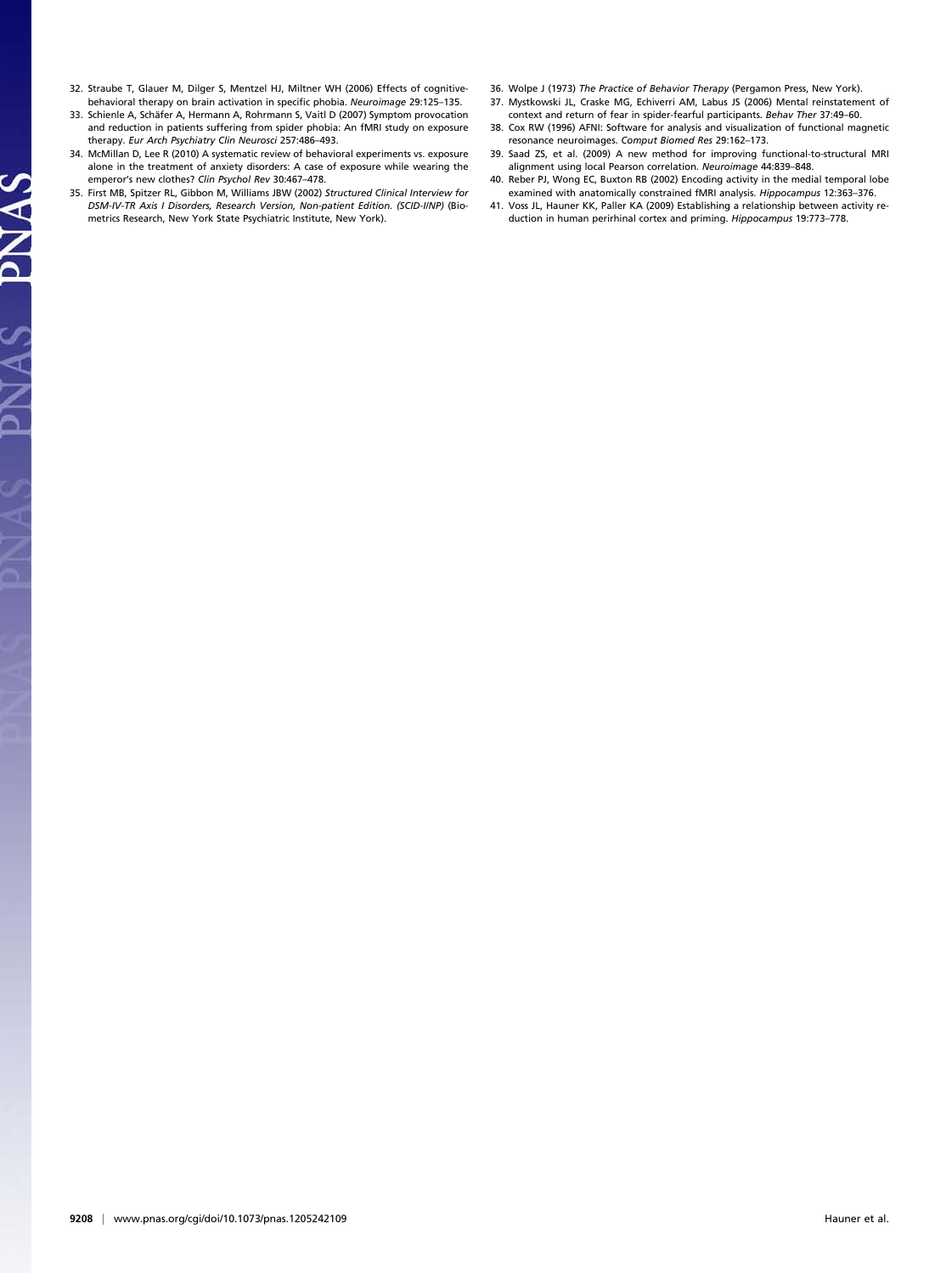32. Straube T, Glauer M, Dilger S, Mentzel HJ, Miltner WH (2006) Effects of cognitive-behavioral therapy on brain activation in specific phobia. *Neuroimage* 29:125–135.
33. Schienle A, Schäfer A, Hermann A, Rohrmann S, Vaitl D (2007) Symptom provocation and reduction in patients suffering from spider phobia: An fMRI study on exposure therapy. *Eur Arch Psychiatry Clin Neurosci* 257:486–493.
34. McMillan D, Lee R (2010) A systematic review of behavioral experiments vs. exposure alone in the treatment of anxiety disorders: A case of exposure while wearing the emperor's new clothes? *Clin Psychol Rev* 30:467–478.
35. First MB, Spitzer RL, Gibbon M, Williams JBW (2002) *Structured Clinical Interview for DSM-IV-TR Axis I Disorders, Research Version, Non-patient Edition. (SCID-I/NP)* (Biometrics Research, New York State Psychiatric Institute, New York).
36. Wolpe J (1973) *The Practice of Behavior Therapy* (Pergamon Press, New York).
37. Mystkowski JL, Craske MG, Echiverri AM, Labus JS (2006) Mental reinstatement of context and return of fear in spider-fearful participants. *Behav Ther* 37:49–60.
38. Cox RW (1996) AFNI: Software for analysis and visualization of functional magnetic resonance neuroimages. *Comput Biomed Res* 29:162–173.
39. Saad ZS, et al. (2009) A new method for improving functional-to-structural MRI alignment using local Pearson correlation. *Neuroimage* 44:839–848.
40. Reber PJ, Wong EC, Buxton RB (2002) Encoding activity in the medial temporal lobe examined with anatomically constrained fMRI analysis. *Hippocampus* 12:363–376.
41. Voss JL, Hauner KK, Paller KA (2009) Establishing a relationship between activity reduction in human perirhinal cortex and priming. *Hippocampus* 19:773–778.